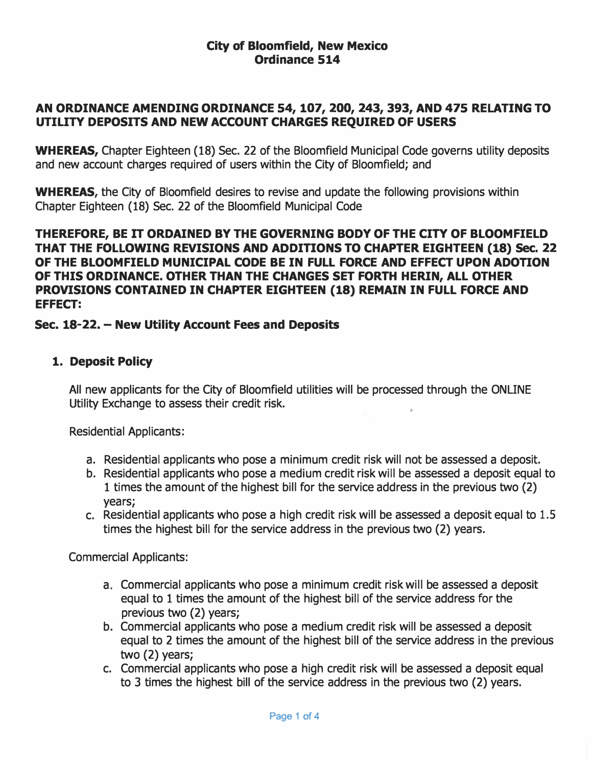**City of Bloomfield, New Mexico**
**Ordinance 514**

# AN ORDINANCE AMENDING ORDINANCE 54, 107, 200, 243, 393, AND 475 RELATING TO UTILITY DEPOSITS AND NEW ACCOUNT CHARGES REQUIRED OF USERS

**WHEREAS,** Chapter Eighteen (18) Sec. 22 of the Bloomfield Municipal Code governs utility deposits and new account charges required of users within the City of Bloomfield; and

**WHEREAS,** the City of Bloomfield desires to revise and update the following provisions within Chapter Eighteen (18) Sec. 22 of the Bloomfield Municipal Code

**THEREFORE, BE IT ORDAINED BY THE GOVERNING BODY OF THE CITY OF BLOOMFIELD THAT THE FOLLOWING REVISIONS AND ADDITIONS TO CHAPTER EIGHTEEN (18) Sec. 22 OF THE BLOOMFIELD MUNICIPAL CODE BE IN FULL FORCE AND EFFECT UPON ADOTION OF THIS ORDINANCE. OTHER THAN THE CHANGES SET FORTH HERIN, ALL OTHER PROVISIONS CONTAINED IN CHAPTER EIGHTEEN (18) REMAIN IN FULL FORCE AND EFFECT:**

## Sec. 18-22. – New Utility Account Fees and Deposits

### 1. Deposit Policy

All new applicants for the City of Bloomfield utilities will be processed through the ONLINE Utility Exchange to assess their credit risk.

Residential Applicants:

a. Residential applicants who pose a minimum credit risk will not be assessed a deposit.
b. Residential applicants who pose a medium credit risk will be assessed a deposit equal to 1 times the amount of the highest bill for the service address in the previous two (2) years;
c. Residential applicants who pose a high credit risk will be assessed a deposit equal to 1.5 times the highest bill for the service address in the previous two (2) years.

Commercial Applicants:

a. Commercial applicants who pose a minimum credit risk will be assessed a deposit equal to 1 times the amount of the highest bill of the service address for the previous two (2) years;
b. Commercial applicants who pose a medium credit risk will be assessed a deposit equal to 2 times the amount of the highest bill of the service address in the previous two (2) years;
c. Commercial applicants who pose a high credit risk will be assessed a deposit equal to 3 times the highest bill of the service address in the previous two (2) years.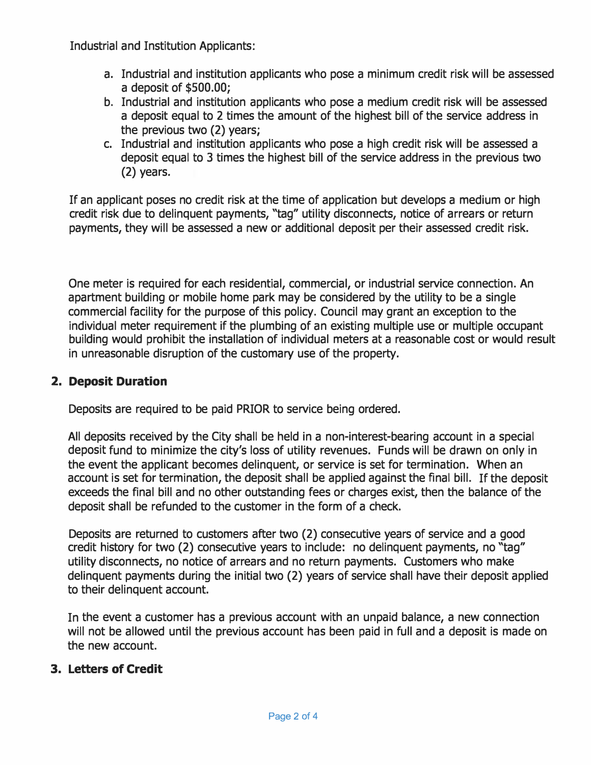Industrial and Institution Applicants:

a. Industrial and institution applicants who pose a minimum credit risk will be assessed a deposit of $500.00;
b. Industrial and institution applicants who pose a medium credit risk will be assessed a deposit equal to 2 times the amount of the highest bill of the service address in the previous two (2) years;
c. Industrial and institution applicants who pose a high credit risk will be assessed a deposit equal to 3 times the highest bill of the service address in the previous two (2) years.

If an applicant poses no credit risk at the time of application but develops a medium or high credit risk due to delinquent payments, "tag" utility disconnects, notice of arrears or return payments, they will be assessed a new or additional deposit per their assessed credit risk.

One meter is required for each residential, commercial, or industrial service connection. An apartment building or mobile home park may be considered by the utility to be a single commercial facility for the purpose of this policy. Council may grant an exception to the individual meter requirement if the plumbing of an existing multiple use or multiple occupant building would prohibit the installation of individual meters at a reasonable cost or would result in unreasonable disruption of the customary use of the property.

## 2. Deposit Duration

Deposits are required to be paid PRIOR to service being ordered.

All deposits received by the City shall be held in a non-interest-bearing account in a special deposit fund to minimize the city's loss of utility revenues. Funds will be drawn on only in the event the applicant becomes delinquent, or service is set for termination. When an account is set for termination, the deposit shall be applied against the final bill. If the deposit exceeds the final bill and no other outstanding fees or charges exist, then the balance of the deposit shall be refunded to the customer in the form of a check.

Deposits are returned to customers after two (2) consecutive years of service and a good credit history for two (2) consecutive years to include: no delinquent payments, no "tag" utility disconnects, no notice of arrears and no return payments. Customers who make delinquent payments during the initial two (2) years of service shall have their deposit applied to their delinquent account.

In the event a customer has a previous account with an unpaid balance, a new connection will not be allowed until the previous account has been paid in full and a deposit is made on the new account.

## 3. Letters of Credit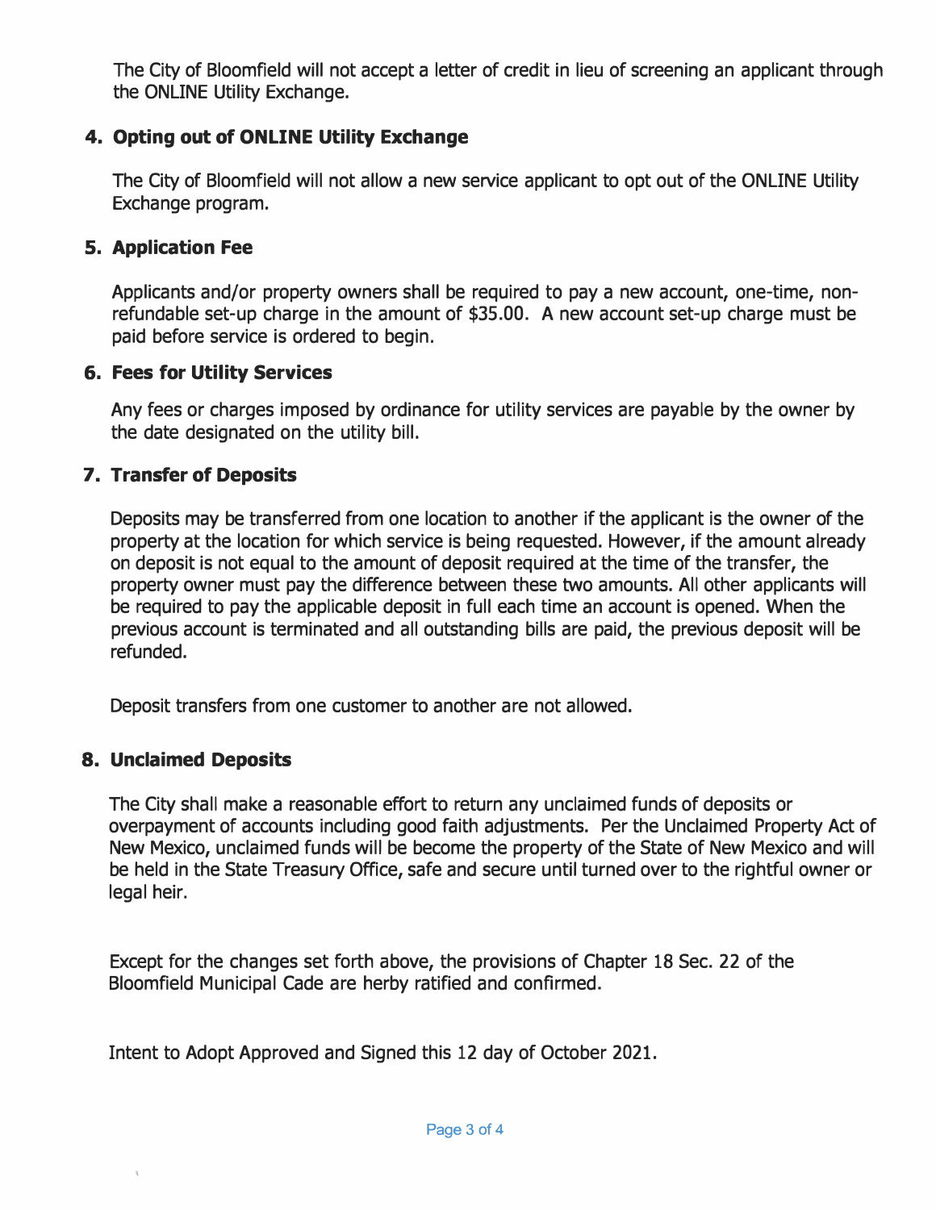The City of Bloomfield will not accept a letter of credit in lieu of screening an applicant through the ONLINE Utility Exchange.

### 4. Opting out of ONLINE Utility Exchange

The City of Bloomfield will not allow a new service applicant to opt out of the ONLINE Utility Exchange program.

### 5. Application Fee

Applicants and/or property owners shall be required to pay a new account, one-time, non-refundable set-up charge in the amount of $35.00. A new account set-up charge must be paid before service is ordered to begin.

### 6. Fees for Utility Services

Any fees or charges imposed by ordinance for utility services are payable by the owner by the date designated on the utility bill.

### 7. Transfer of Deposits

Deposits may be transferred from one location to another if the applicant is the owner of the property at the location for which service is being requested. However, if the amount already on deposit is not equal to the amount of deposit required at the time of the transfer, the property owner must pay the difference between these two amounts. All other applicants will be required to pay the applicable deposit in full each time an account is opened. When the previous account is terminated and all outstanding bills are paid, the previous deposit will be refunded.

Deposit transfers from one customer to another are not allowed.

### 8. Unclaimed Deposits

The City shall make a reasonable effort to return any unclaimed funds of deposits or overpayment of accounts including good faith adjustments. Per the Unclaimed Property Act of New Mexico, unclaimed funds will be become the property of the State of New Mexico and will be held in the State Treasury Office, safe and secure until turned over to the rightful owner or legal heir.

Except for the changes set forth above, the provisions of Chapter 18 Sec. 22 of the Bloomfield Municipal Cade are herby ratified and confirmed.

Intent to Adopt Approved and Signed this 12 day of October 2021.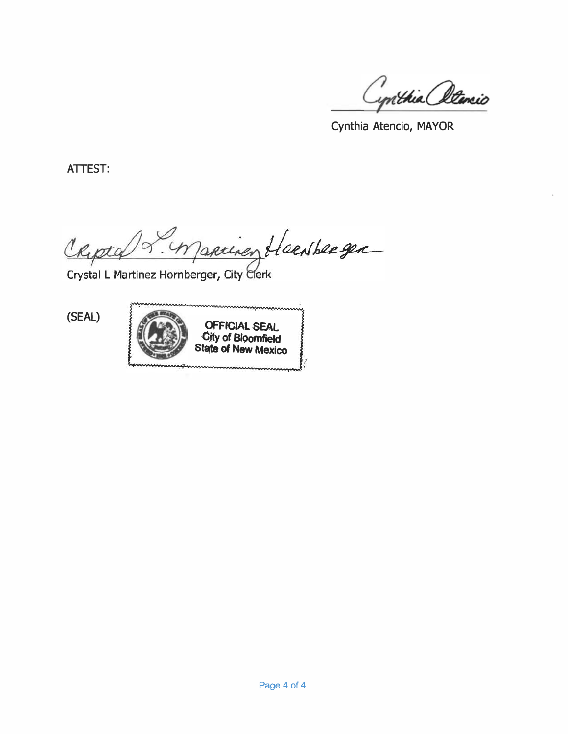Cynthia Atencio, MAYOR

ATTEST:

Crystal L Martinez Hornberger, City Clerk

(SEAL)

OFFICIAL SEAL
City of Bloomfield
State of New Mexico